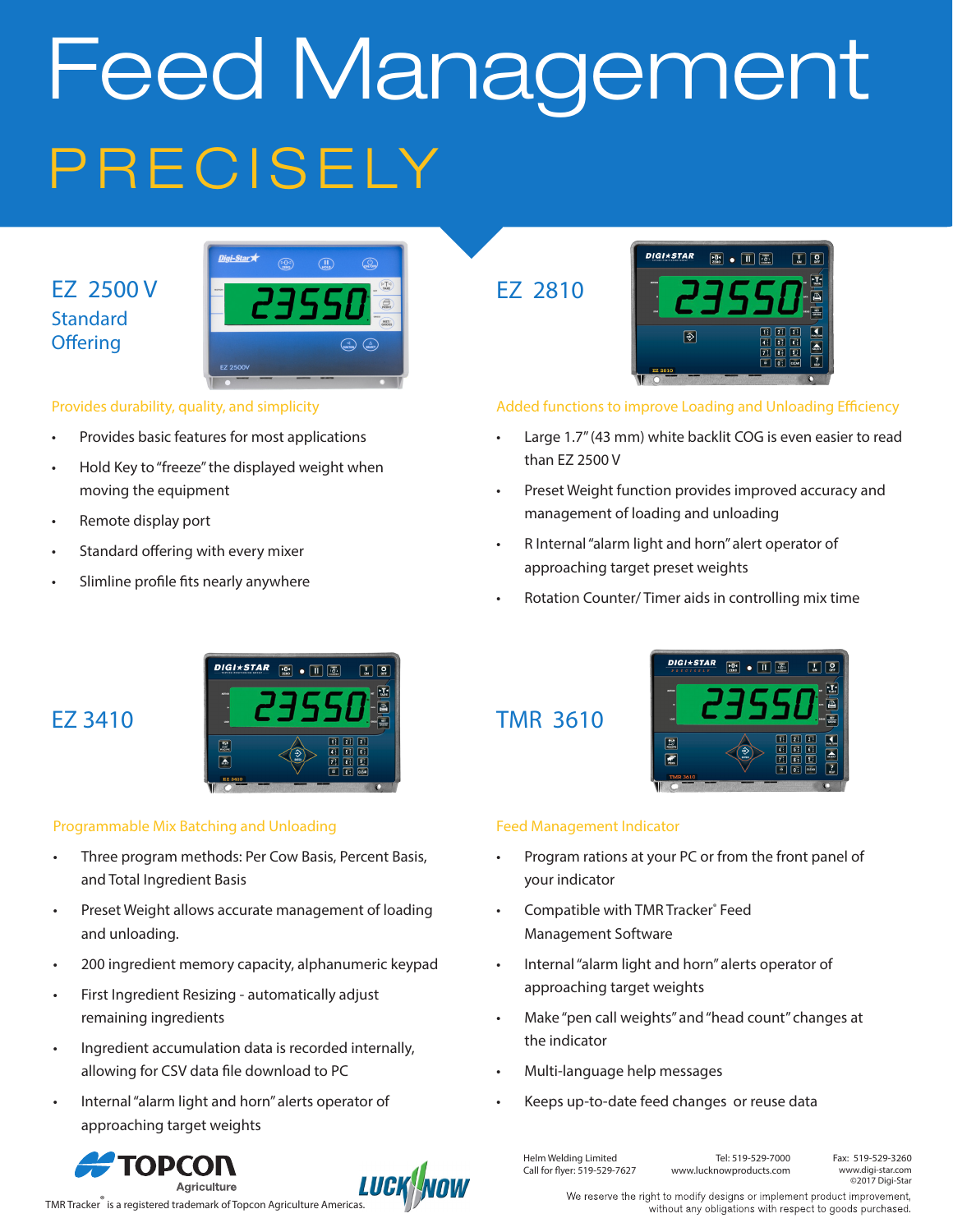# Feed Management

## PRECISELY

## EZ 2500 V

### Standard Offering

**Provides durability, quality, and simplicity**

- Provides basic features for most applications
- Hold Key to "freeze" the displayed weight when moving the equipment
- Remote display port
- Standard offering with every mixer
- Slimline profile fits nearly anywhere

## EZ 2810

**Added functions to improve Loading and Unloading Efficiency**

- Large 1.7" (43 mm) white backlit COG is even easier to read than EZ 2500 V
- Preset Weight function provides improved accuracy and management of loading and unloading
- R Internal "alarm light and horn" alert operator of approaching target preset weights
- Rotation Counter/ Timer aids in controlling mix time

## EZ 3410

**Programmable Mix Batching and Unloading**

- Three program methods: Per Cow Basis, Percent Basis, and Total Ingredient Basis
- Preset Weight allows accurate management of loading and unloading.
- 200 ingredient memory capacity, alphanumeric keypad
- First Ingredient Resizing - automatically adjust remaining ingredients
- Ingredient accumulation data is recorded internally, allowing for CSV data file download to PC
- Internal "alarm light and horn" alerts operator of approaching target weights

## TMR 3610

**Feed Management Indicator**

- Program rations at your PC or from the front panel of your indicator
- Compatible with TMR Tracker® Feed Management Software
- Internal "alarm light and horn" alerts operator of approaching target weights
- Make "pen call weights" and "head count" changes at the indicator
- Multi-language help messages
- Keeps up-to-date feed changes or reuse data

TOPCON Agriculture

LUCKNOW

TMR Tracker® is a registered trademark of Topcon Agriculture Americas.

Helm Welding Limited
Call for flyer: 519-529-7627

Tel: 519-529-7000
www.lucknowproducts.com

Fax: 519-529-3260
www.digi-star.com
©2017 Digi-Star

We reserve the right to modify designs or implement product improvement, without any obligations with respect to goods purchased.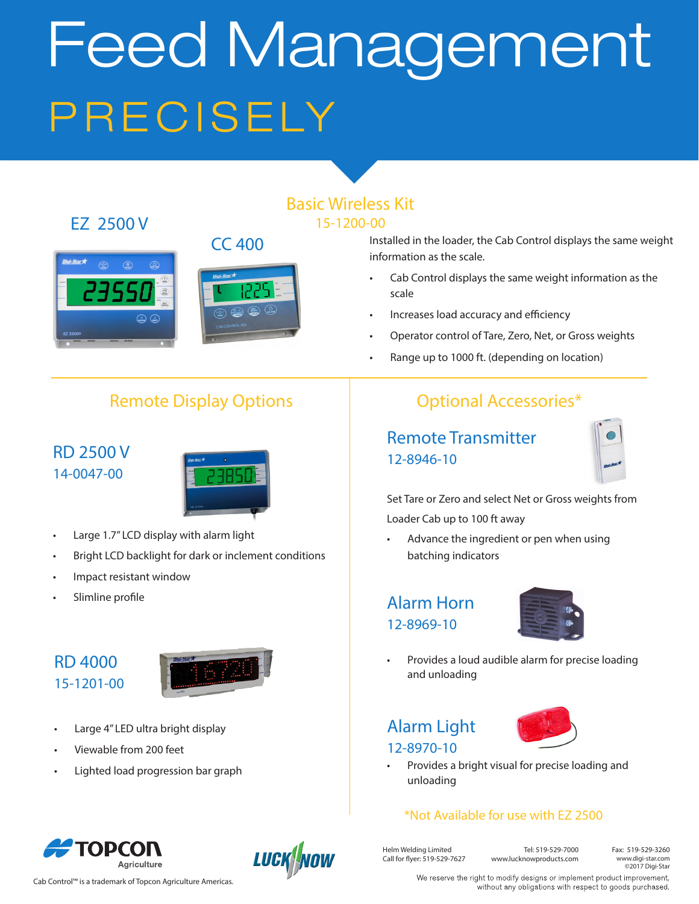# Feed Management

## PRECISELY

### EZ 2500 V

### CC 400

### Basic Wireless Kit

15-1200-00

Installed in the loader, the Cab Control displays the same weight information as the scale.

- Cab Control displays the same weight information as the scale
- Increases load accuracy and efficiency
- Operator control of Tare, Zero, Net, or Gross weights
- Range up to 1000 ft. (depending on location)

## Remote Display Options

### RD 2500 V

14-0047-00

- Large 1.7" LCD display with alarm light
- Bright LCD backlight for dark or inclement conditions
- Impact resistant window
- Slimline profile

### RD 4000

15-1201-00

- Large 4" LED ultra bright display
- Viewable from 200 feet
- Lighted load progression bar graph

## Optional Accessories*

### Remote Transmitter

12-8946-10

Set Tare or Zero and select Net or Gross weights from Loader Cab up to 100 ft away

- Advance the ingredient or pen when using batching indicators

### Alarm Horn

12-8969-10

- Provides a loud audible alarm for precise loading and unloading

### Alarm Light

12-8970-10

- Provides a bright visual for precise loading and unloading

*Not Available for use with EZ 2500

TOPCON Agriculture

LUCKNOW

Cab Control™ is a trademark of Topcon Agriculture Americas.

Helm Welding Limited
Call for flyer: 519-529-7627

Tel: 519-529-7000
www.lucknowproducts.com

Fax: 519-529-3260
www.digi-star.com
©2017 Digi-Star

We reserve the right to modify designs or implement product improvement, without any obligations with respect to goods purchased.